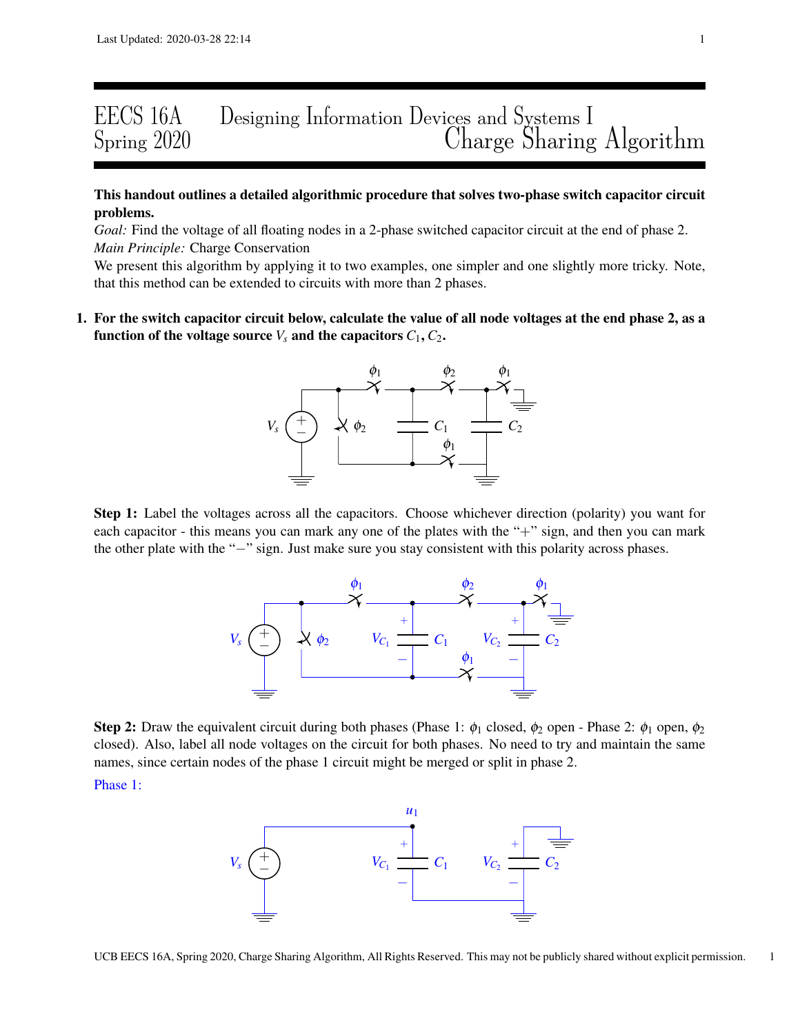# EECS 16A Designing Information Devices and Systems I
# Spring 2020 Charge Sharing Algorithm

**This handout outlines a detailed algorithmic procedure that solves two-phase switch capacitor circuit problems.**

*Goal:* Find the voltage of all floating nodes in a 2-phase switched capacitor circuit at the end of phase 2.

*Main Principle:* Charge Conservation

We present this algorithm by applying it to two examples, one simpler and one slightly more tricky. Note, that this method can be extended to circuits with more than 2 phases.

**1. For the switch capacitor circuit below, calculate the value of all node voltages at the end phase 2, as a function of the voltage source $V_s$ and the capacitors $C_1, C_2$.**

**Step 1:** Label the voltages across all the capacitors. Choose whichever direction (polarity) you want for each capacitor - this means you can mark any one of the plates with the "+" sign, and then you can mark the other plate with the "−" sign. Just make sure you stay consistent with this polarity across phases.

**Step 2:** Draw the equivalent circuit during both phases (Phase 1: $\phi_1$ closed, $\phi_2$ open - Phase 2: $\phi_1$ open, $\phi_2$ closed). Also, label all node voltages on the circuit for both phases. No need to try and maintain the same names, since certain nodes of the phase 1 circuit might be merged or split in phase 2.

Phase 1: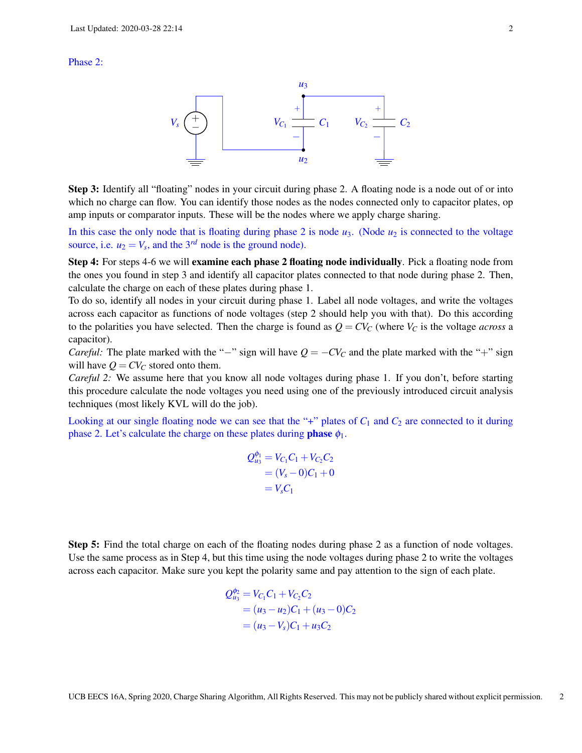Phase 2:

**Step 3:** Identify all "floating" nodes in your circuit during phase 2. A floating node is a node out of or into which no charge can flow. You can identify those nodes as the nodes connected only to capacitor plates, op amp inputs or comparator inputs. These will be the nodes where we apply charge sharing.

In this case the only node that is floating during phase 2 is node $u_3$. (Node $u_2$ is connected to the voltage source, i.e. $u_2 = V_s$, and the $3^{rd}$ node is the ground node).

**Step 4:** For steps 4-6 we will **examine each phase 2 floating node individually**. Pick a floating node from the ones you found in step 3 and identify all capacitor plates connected to that node during phase 2. Then, calculate the charge on each of these plates during phase 1.

To do so, identify all nodes in your circuit during phase 1. Label all node voltages, and write the voltages across each capacitor as functions of node voltages (step 2 should help you with that). Do this according to the polarities you have selected. Then the charge is found as $Q = CV_C$ (where $V_C$ is the voltage *across* a capacitor).

*Careful:* The plate marked with the "−" sign will have $Q = -CV_C$ and the plate marked with the "+" sign will have $Q = CV_C$ stored onto them.

*Careful 2:* We assume here that you know all node voltages during phase 1. If you don't, before starting this procedure calculate the node voltages you need using one of the previously introduced circuit analysis techniques (most likely KVL will do the job).

Looking at our single floating node we can see that the "+" plates of $C_1$ and $C_2$ are connected to it during phase 2. Let's calculate the charge on these plates during **phase** $\phi_1$.

$$
\begin{aligned}
Q_{u_3}^{\phi_1} &= V_{C_1}C_1 + V_{C_2}C_2 \\
&= (V_s - 0)C_1 + 0 \\
&= V_s C_1
\end{aligned}
$$

**Step 5:** Find the total charge on each of the floating nodes during phase 2 as a function of node voltages. Use the same process as in Step 4, but this time using the node voltages during phase 2 to write the voltages across each capacitor. Make sure you kept the polarity same and pay attention to the sign of each plate.

$$
\begin{aligned}
Q_{u_3}^{\phi_2} &= V_{C_1}C_1 + V_{C_2}C_2 \\
&= (u_3 - u_2)C_1 + (u_3 - 0)C_2 \\
&= (u_3 - V_s)C_1 + u_3 C_2
\end{aligned}
$$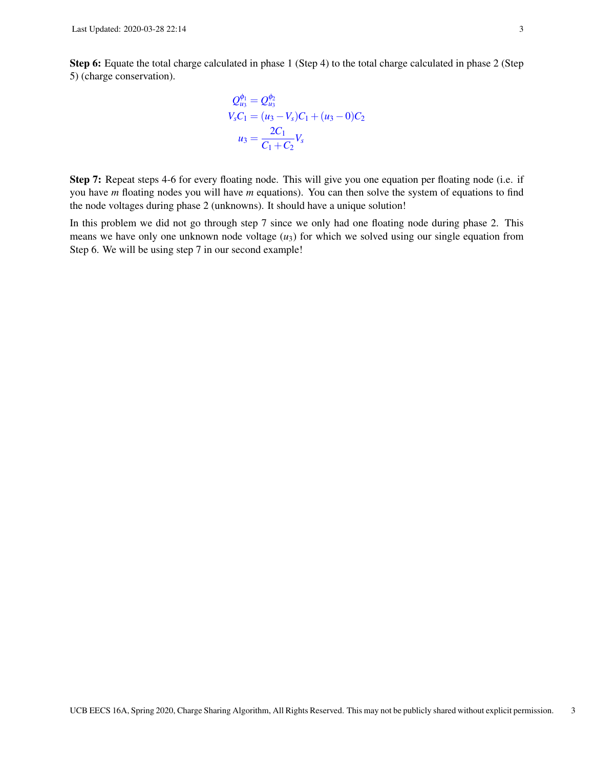**Step 6:** Equate the total charge calculated in phase 1 (Step 4) to the total charge calculated in phase 2 (Step 5) (charge conservation).

$$
\begin{aligned}
Q_{u_3}^{\phi_1} &= Q_{u_3}^{\phi_2} \\
V_s C_1 &= (u_3 - V_s) C_1 + (u_3 - 0) C_2 \\
u_3 &= \frac{2C_1}{C_1 + C_2} V_s
\end{aligned}
$$

**Step 7:** Repeat steps 4-6 for every floating node. This will give you one equation per floating node (i.e. if you have $m$ floating nodes you will have $m$ equations). You can then solve the system of equations to find the node voltages during phase 2 (unknowns). It should have a unique solution!

In this problem we did not go through step 7 since we only had one floating node during phase 2. This means we have only one unknown node voltage ($u_3$) for which we solved using our single equation from Step 6. We will be using step 7 in our second example!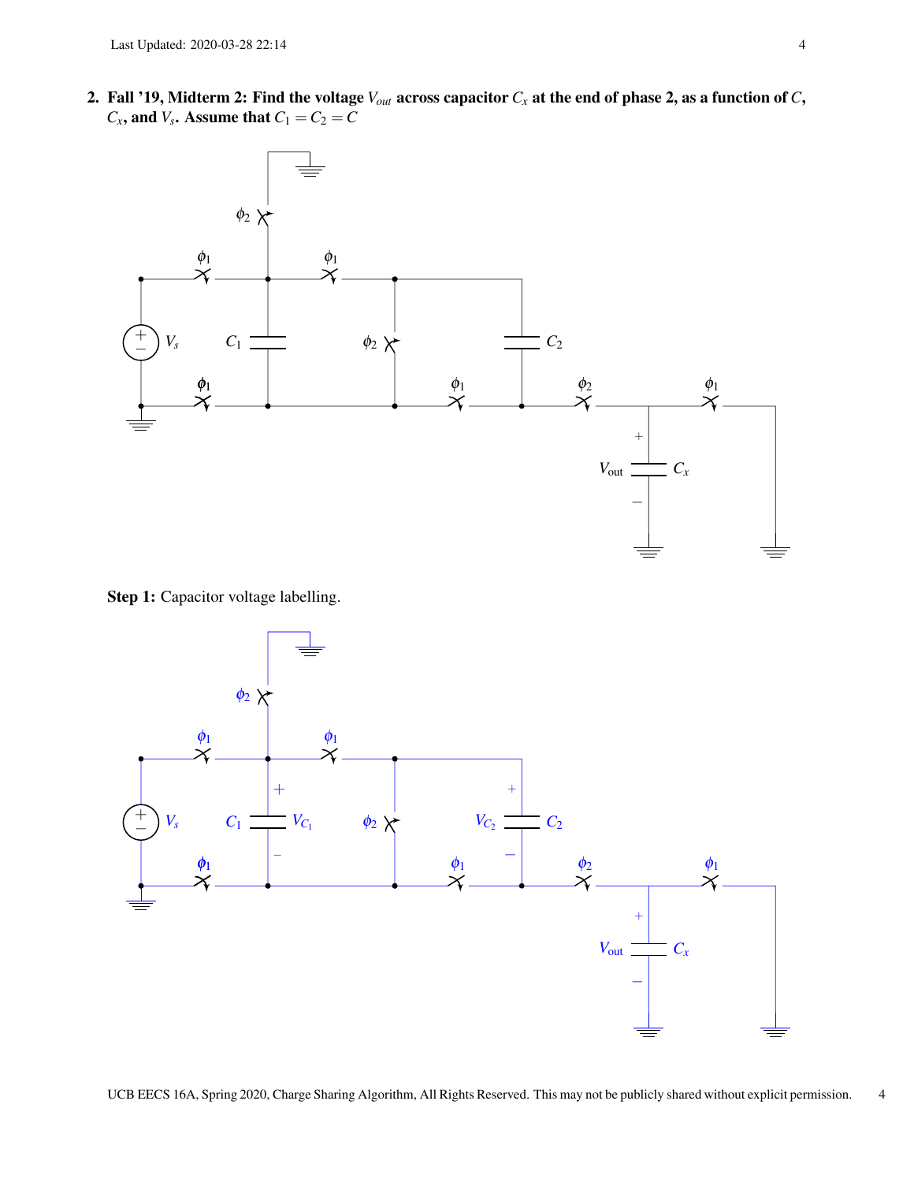**2. Fall '19, Midterm 2: Find the voltage $V_{out}$ across capacitor $C_x$ at the end of phase 2, as a function of $C$, $C_x$, and $V_s$. Assume that $C_1 = C_2 = C$**

**Step 1:** Capacitor voltage labelling.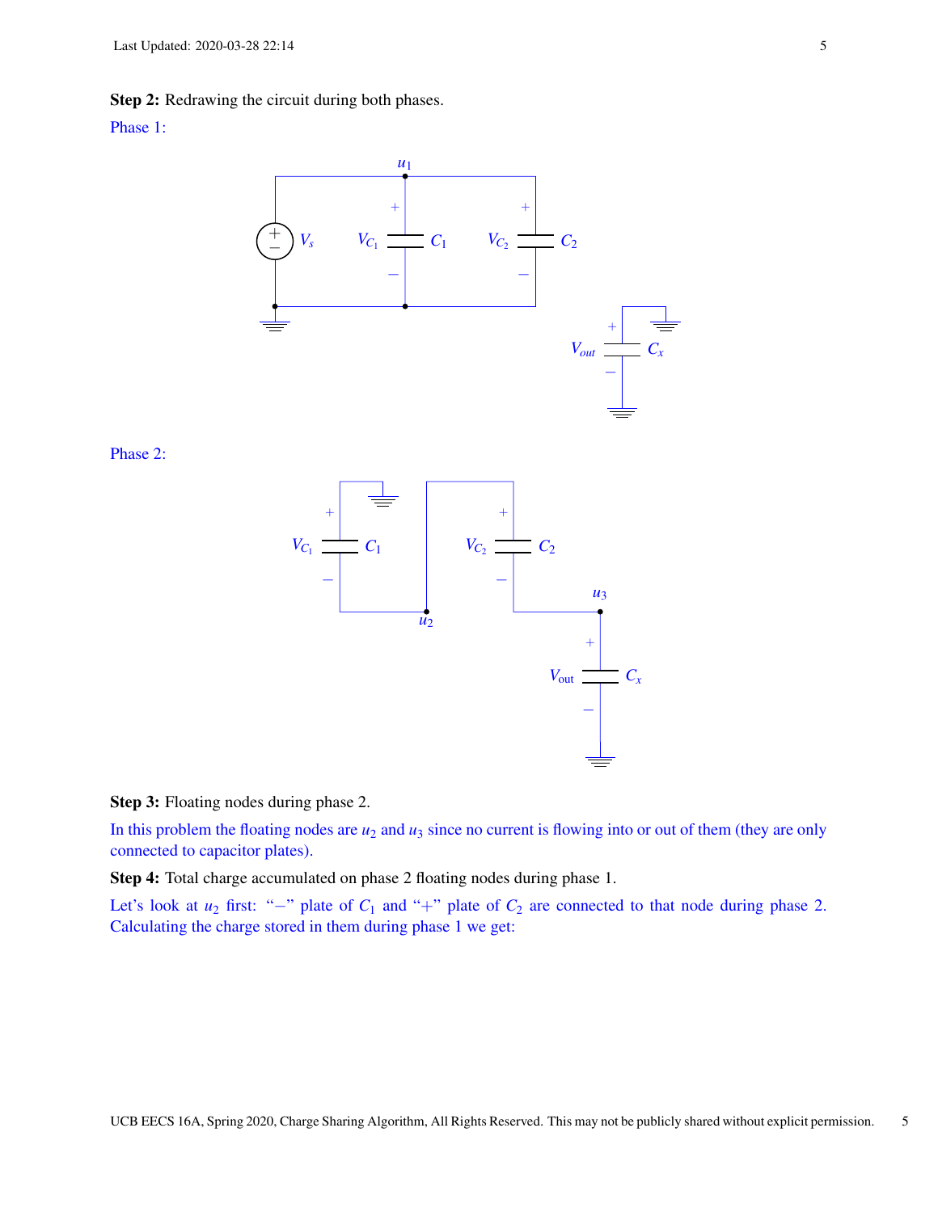**Step 2:** Redrawing the circuit during both phases.

Phase 1:

Phase 2:

**Step 3:** Floating nodes during phase 2.

In this problem the floating nodes are $u_2$ and $u_3$ since no current is flowing into or out of them (they are only connected to capacitor plates).

**Step 4:** Total charge accumulated on phase 2 floating nodes during phase 1.

Let's look at $u_2$ first: "$-$" plate of $C_1$ and "$+$" plate of $C_2$ are connected to that node during phase 2. Calculating the charge stored in them during phase 1 we get: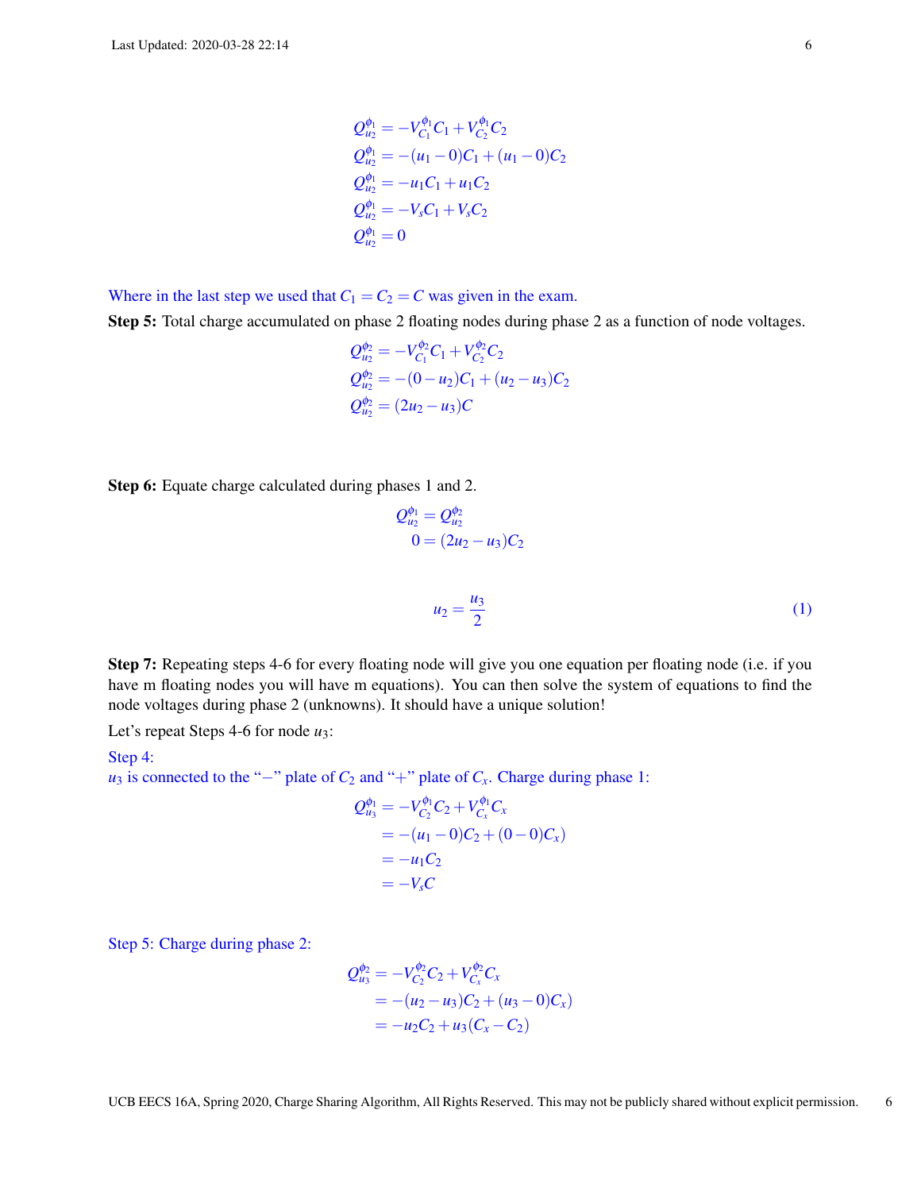$$
\begin{aligned}
Q_{u_2}^{\phi_1} &= -V_{C_1}^{\phi_1} C_1 + V_{C_2}^{\phi_1} C_2 \\
Q_{u_2}^{\phi_1} &= -(u_1 - 0)C_1 + (u_1 - 0)C_2 \\
Q_{u_2}^{\phi_1} &= -u_1 C_1 + u_1 C_2 \\
Q_{u_2}^{\phi_1} &= -V_s C_1 + V_s C_2 \\
Q_{u_2}^{\phi_1} &= 0
\end{aligned}
$$

Where in the last step we used that $C_1 = C_2 = C$ was given in the exam.

**Step 5:** Total charge accumulated on phase 2 floating nodes during phase 2 as a function of node voltages.

$$
\begin{aligned}
Q_{u_2}^{\phi_2} &= -V_{C_1}^{\phi_2} C_1 + V_{C_2}^{\phi_2} C_2 \\
Q_{u_2}^{\phi_2} &= -(0 - u_2)C_1 + (u_2 - u_3)C_2 \\
Q_{u_2}^{\phi_2} &= (2u_2 - u_3)C
\end{aligned}
$$

**Step 6:** Equate charge calculated during phases 1 and 2.

$$
\begin{aligned}
Q_{u_2}^{\phi_1} &= Q_{u_2}^{\phi_2} \\
0 &= (2u_2 - u_3)C_2
\end{aligned}
$$

$$
u_2 = \frac{u_3}{2} \tag{1}
$$

**Step 7:** Repeating steps 4-6 for every floating node will give you one equation per floating node (i.e. if you have m floating nodes you will have m equations). You can then solve the system of equations to find the node voltages during phase 2 (unknowns). It should have a unique solution!

Let's repeat Steps 4-6 for node $u_3$:

Step 4:
$u_3$ is connected to the "$-$" plate of $C_2$ and "$+$" plate of $C_x$. Charge during phase 1:

$$
\begin{aligned}
Q_{u_3}^{\phi_1} &= -V_{C_2}^{\phi_1} C_2 + V_{C_x}^{\phi_1} C_x \\
&= -(u_1 - 0)C_2 + (0 - 0)C_x) \\
&= -u_1 C_2 \\
&= -V_s C
\end{aligned}
$$

Step 5: Charge during phase 2:

$$
\begin{aligned}
Q_{u_3}^{\phi_2} &= -V_{C_2}^{\phi_2} C_2 + V_{C_x}^{\phi_2} C_x \\
&= -(u_2 - u_3)C_2 + (u_3 - 0)C_x) \\
&= -u_2 C_2 + u_3(C_x - C_2)
\end{aligned}
$$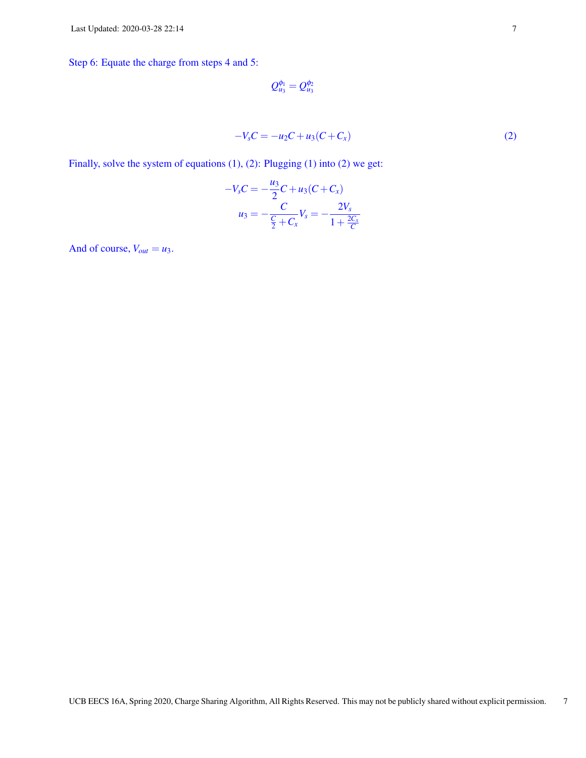Step 6: Equate the charge from steps 4 and 5:

$$Q_{u_3}^{\phi_1} = Q_{u_3}^{\phi_2}$$

$$-V_s C = -u_2 C + u_3(C + C_x) \tag{2}$$

Finally, solve the system of equations (1), (2): Plugging (1) into (2) we get:

$$-V_s C = -\frac{u_3}{2}C + u_3(C + C_x)$$

$$u_3 = -\frac{C}{\frac{C}{2} + C_x}V_s = -\frac{2V_s}{1 + \frac{2C_x}{C}}$$

And of course, $V_{out} = u_3$.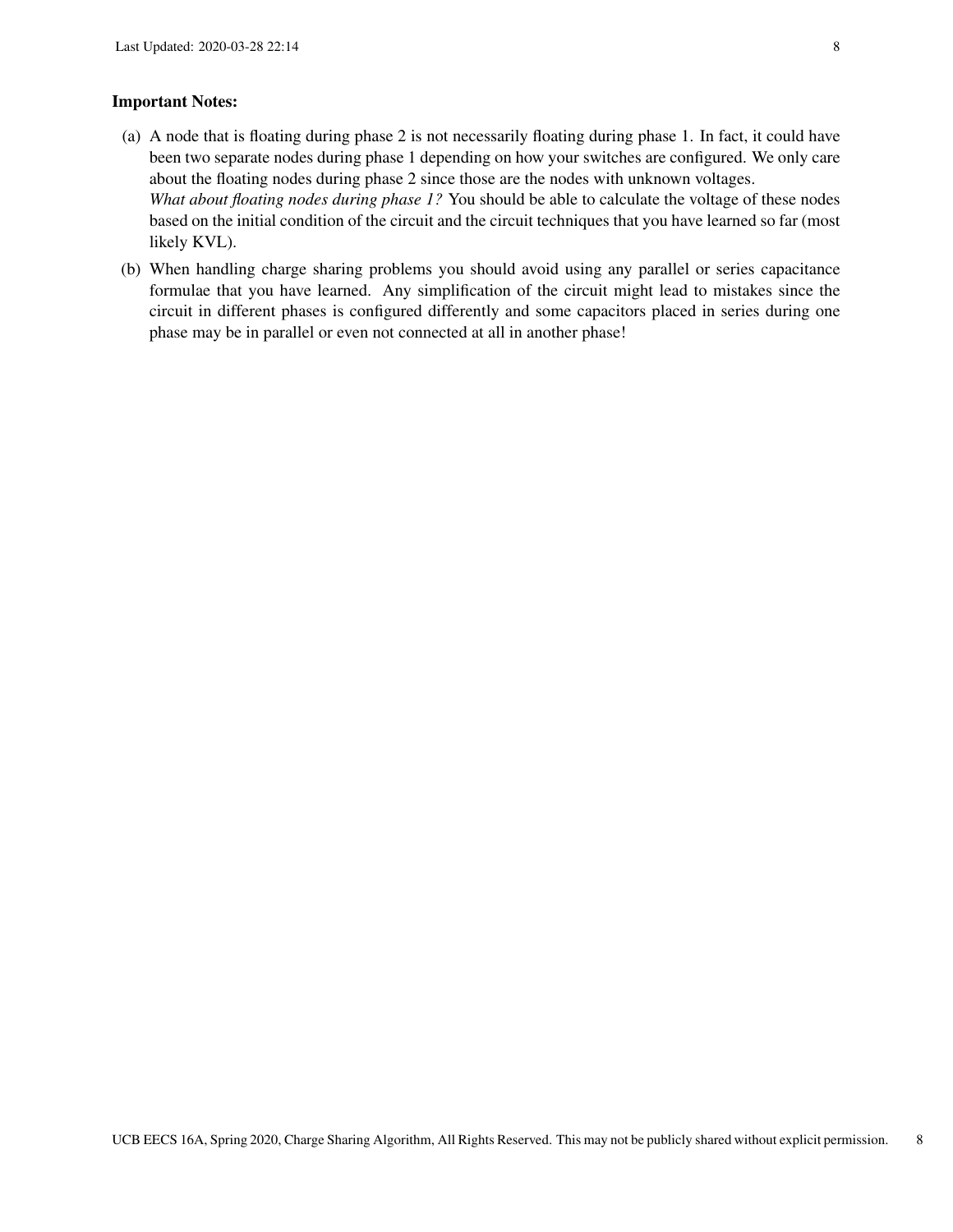**Important Notes:**

(a) A node that is floating during phase 2 is not necessarily floating during phase 1. In fact, it could have been two separate nodes during phase 1 depending on how your switches are configured. We only care about the floating nodes during phase 2 since those are the nodes with unknown voltages.
*What about floating nodes during phase 1?* You should be able to calculate the voltage of these nodes based on the initial condition of the circuit and the circuit techniques that you have learned so far (most likely KVL).

(b) When handling charge sharing problems you should avoid using any parallel or series capacitance formulae that you have learned. Any simplification of the circuit might lead to mistakes since the circuit in different phases is configured differently and some capacitors placed in series during one phase may be in parallel or even not connected at all in another phase!